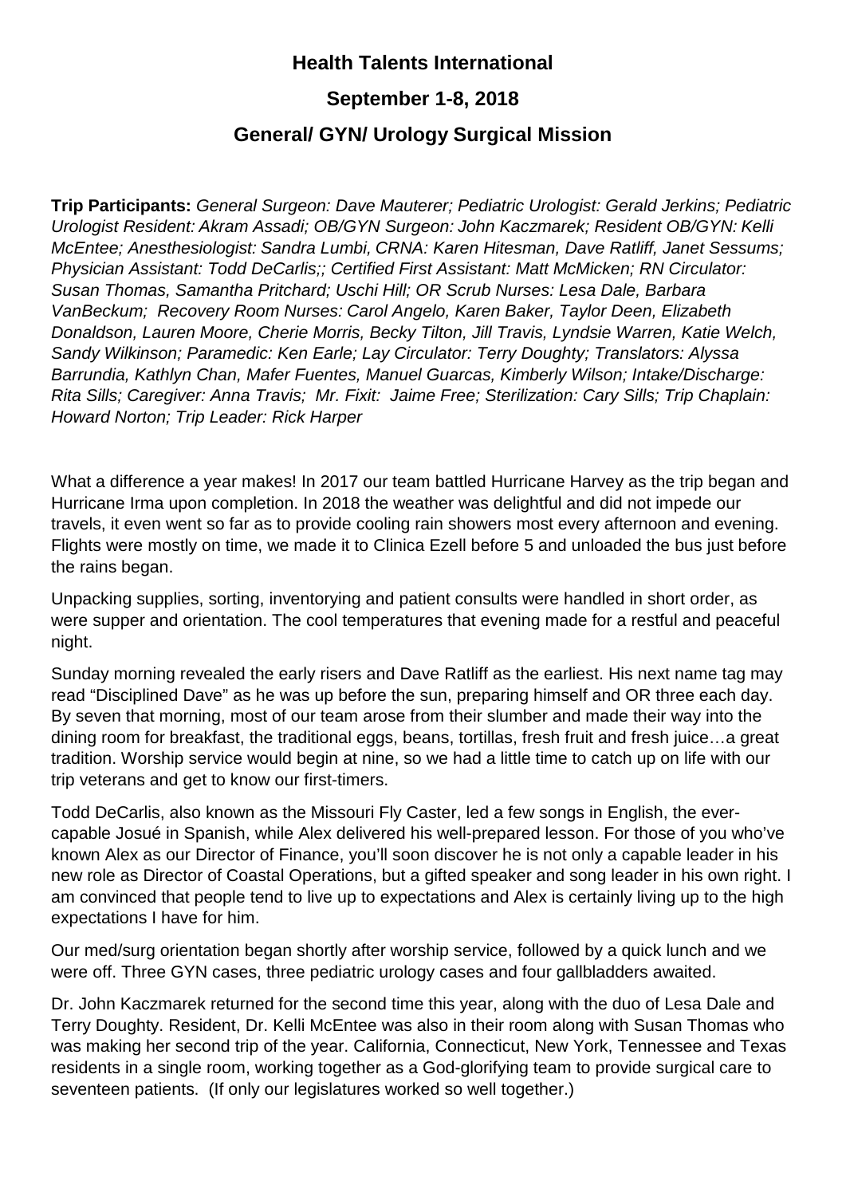# Health Talents International

## September 1-8, 2018

## General/ GYN/ Urology Surgical Mission

**Trip Participants:** *General Surgeon: Dave Mauterer; Pediatric Urologist: Gerald Jerkins; Pediatric Urologist Resident: Akram Assadi; OB/GYN Surgeon: John Kaczmarek; Resident OB/GYN: Kelli McEntee; Anesthesiologist: Sandra Lumbi, CRNA: Karen Hitesman, Dave Ratliff, Janet Sessums; Physician Assistant: Todd DeCarlis;; Certified First Assistant: Matt McMicken; RN Circulator: Susan Thomas, Samantha Pritchard; Uschi Hill; OR Scrub Nurses: Lesa Dale, Barbara VanBeckum; Recovery Room Nurses: Carol Angelo, Karen Baker, Taylor Deen, Elizabeth Donaldson, Lauren Moore, Cherie Morris, Becky Tilton, Jill Travis, Lyndsie Warren, Katie Welch, Sandy Wilkinson; Paramedic: Ken Earle; Lay Circulator: Terry Doughty; Translators: Alyssa Barrundia, Kathlyn Chan, Mafer Fuentes, Manuel Guarcas, Kimberly Wilson; Intake/Discharge: Rita Sills; Caregiver: Anna Travis; Mr. Fixit: Jaime Free; Sterilization: Cary Sills; Trip Chaplain: Howard Norton; Trip Leader: Rick Harper*

What a difference a year makes! In 2017 our team battled Hurricane Harvey as the trip began and Hurricane Irma upon completion. In 2018 the weather was delightful and did not impede our travels, it even went so far as to provide cooling rain showers most every afternoon and evening. Flights were mostly on time, we made it to Clinica Ezell before 5 and unloaded the bus just before the rains began.

Unpacking supplies, sorting, inventorying and patient consults were handled in short order, as were supper and orientation. The cool temperatures that evening made for a restful and peaceful night.

Sunday morning revealed the early risers and Dave Ratliff as the earliest. His next name tag may read "Disciplined Dave" as he was up before the sun, preparing himself and OR three each day. By seven that morning, most of our team arose from their slumber and made their way into the dining room for breakfast, the traditional eggs, beans, tortillas, fresh fruit and fresh juice…a great tradition. Worship service would begin at nine, so we had a little time to catch up on life with our trip veterans and get to know our first-timers.

Todd DeCarlis, also known as the Missouri Fly Caster, led a few songs in English, the ever-capable Josué in Spanish, while Alex delivered his well-prepared lesson. For those of you who've known Alex as our Director of Finance, you'll soon discover he is not only a capable leader in his new role as Director of Coastal Operations, but a gifted speaker and song leader in his own right. I am convinced that people tend to live up to expectations and Alex is certainly living up to the high expectations I have for him.

Our med/surg orientation began shortly after worship service, followed by a quick lunch and we were off. Three GYN cases, three pediatric urology cases and four gallbladders awaited.

Dr. John Kaczmarek returned for the second time this year, along with the duo of Lesa Dale and Terry Doughty. Resident, Dr. Kelli McEntee was also in their room along with Susan Thomas who was making her second trip of the year. California, Connecticut, New York, Tennessee and Texas residents in a single room, working together as a God-glorifying team to provide surgical care to seventeen patients. (If only our legislatures worked so well together.)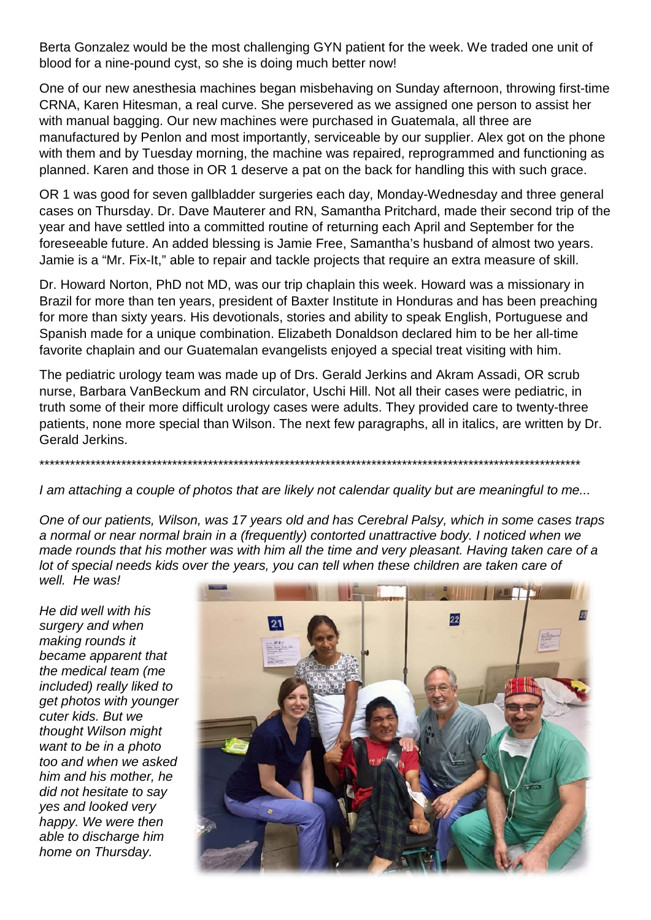Berta Gonzalez would be the most challenging GYN patient for the week. We traded one unit of blood for a nine-pound cyst, so she is doing much better now!

One of our new anesthesia machines began misbehaving on Sunday afternoon, throwing first-time CRNA, Karen Hitesman, a real curve. She persevered as we assigned one person to assist her with manual bagging. Our new machines were purchased in Guatemala, all three are manufactured by Penlon and most importantly, serviceable by our supplier. Alex got on the phone with them and by Tuesday morning, the machine was repaired, reprogrammed and functioning as planned. Karen and those in OR 1 deserve a pat on the back for handling this with such grace.

OR 1 was good for seven gallbladder surgeries each day, Monday-Wednesday and three general cases on Thursday. Dr. Dave Mauterer and RN, Samantha Pritchard, made their second trip of the year and have settled into a committed routine of returning each April and September for the foreseeable future. An added blessing is Jamie Free, Samantha's husband of almost two years. Jamie is a "Mr. Fix-It," able to repair and tackle projects that require an extra measure of skill.

Dr. Howard Norton, PhD not MD, was our trip chaplain this week. Howard was a missionary in Brazil for more than ten years, president of Baxter Institute in Honduras and has been preaching for more than sixty years. His devotionals, stories and ability to speak English, Portuguese and Spanish made for a unique combination. Elizabeth Donaldson declared him to be her all-time favorite chaplain and our Guatemalan evangelists enjoyed a special treat visiting with him.

The pediatric urology team was made up of Drs. Gerald Jerkins and Akram Assadi, OR scrub nurse, Barbara VanBeckum and RN circulator, Uschi Hill. Not all their cases were pediatric, in truth some of their more difficult urology cases were adults. They provided care to twenty-three patients, none more special than Wilson. The next few paragraphs, all in italics, are written by Dr. Gerald Jerkins.

\*\*\*\*\*\*\*\*\*\*\*\*\*\*\*\*\*\*\*\*\*\*\*\*\*\*\*\*\*\*\*\*\*\*\*\*\*\*\*\*\*\*\*\*\*\*\*\*\*\*\*\*\*\*\*\*\*\*\*\*\*\*\*\*\*\*\*\*\*\*\*\*\*\*\*\*\*\*\*\*\*\*\*\*\*\*\*\*\*\*\*\*\*\*\*\*\*\*\*\*\*\*\*\*

*I am attaching a couple of photos that are likely not calendar quality but are meaningful to me...*

*One of our patients, Wilson, was 17 years old and has Cerebral Palsy, which in some cases traps a normal or near normal brain in a (frequently) contorted unattractive body. I noticed when we made rounds that his mother was with him all the time and very pleasant. Having taken care of a lot of special needs kids over the years, you can tell when these children are taken care of well. He was!*

*He did well with his surgery and when making rounds it became apparent that the medical team (me included) really liked to get photos with younger cuter kids. But we thought Wilson might want to be in a photo too and when we asked him and his mother, he did not hesitate to say yes and looked very happy. We were then able to discharge him home on Thursday.*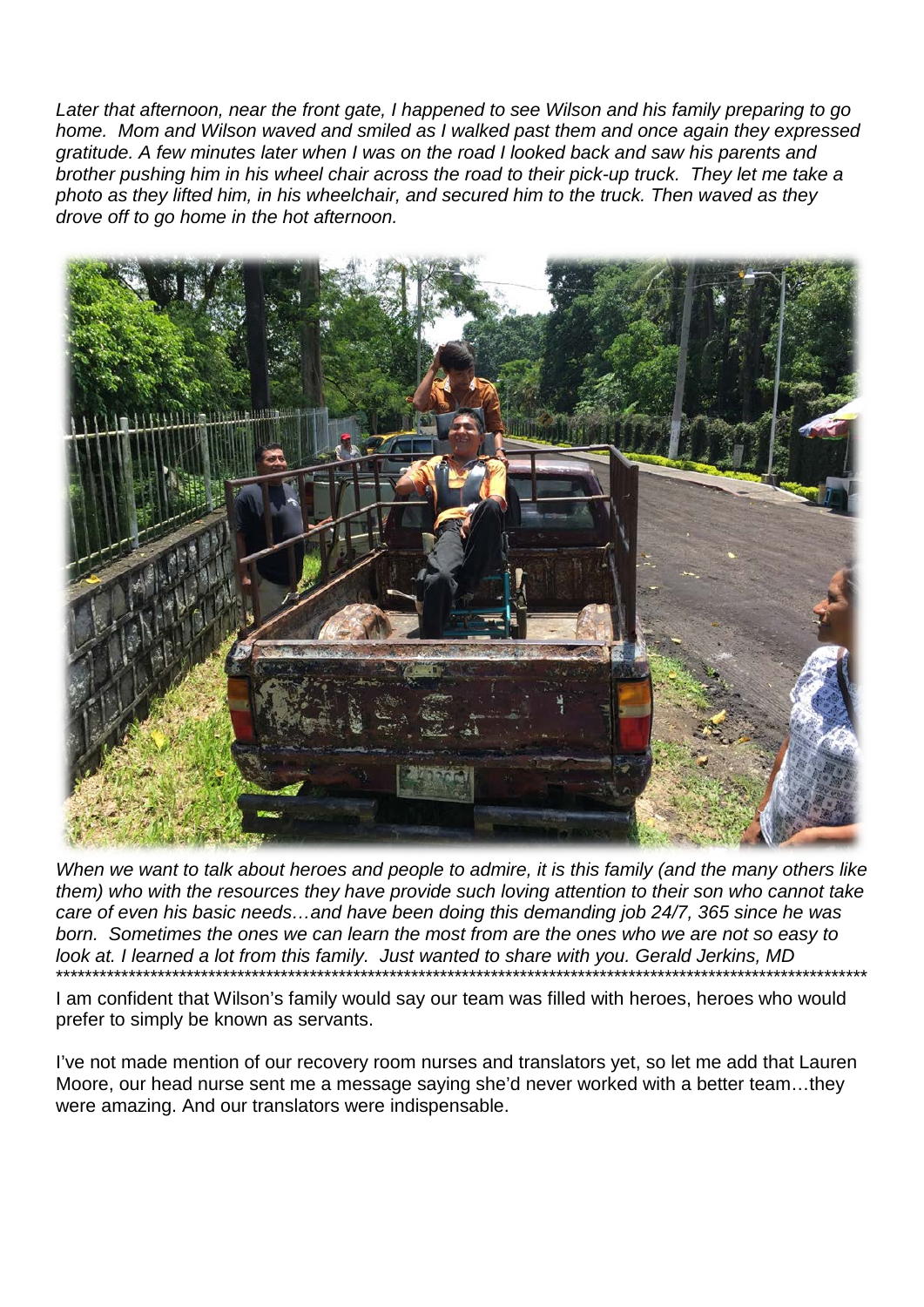*Later that afternoon, near the front gate, I happened to see Wilson and his family preparing to go home. Mom and Wilson waved and smiled as I walked past them and once again they expressed gratitude. A few minutes later when I was on the road I looked back and saw his parents and brother pushing him in his wheel chair across the road to their pick-up truck. They let me take a photo as they lifted him, in his wheelchair, and secured him to the truck. Then waved as they drove off to go home in the hot afternoon.*

*When we want to talk about heroes and people to admire, it is this family (and the many others like them) who with the resources they have provide such loving attention to their son who cannot take care of even his basic needs…and have been doing this demanding job 24/7, 365 since he was born. Sometimes the ones we can learn the most from are the ones who we are not so easy to look at. I learned a lot from this family. Just wanted to share with you. Gerald Jerkins, MD*

*******************************************************************************************************************

I am confident that Wilson's family would say our team was filled with heroes, heroes who would prefer to simply be known as servants.

I've not made mention of our recovery room nurses and translators yet, so let me add that Lauren Moore, our head nurse sent me a message saying she'd never worked with a better team…they were amazing. And our translators were indispensable.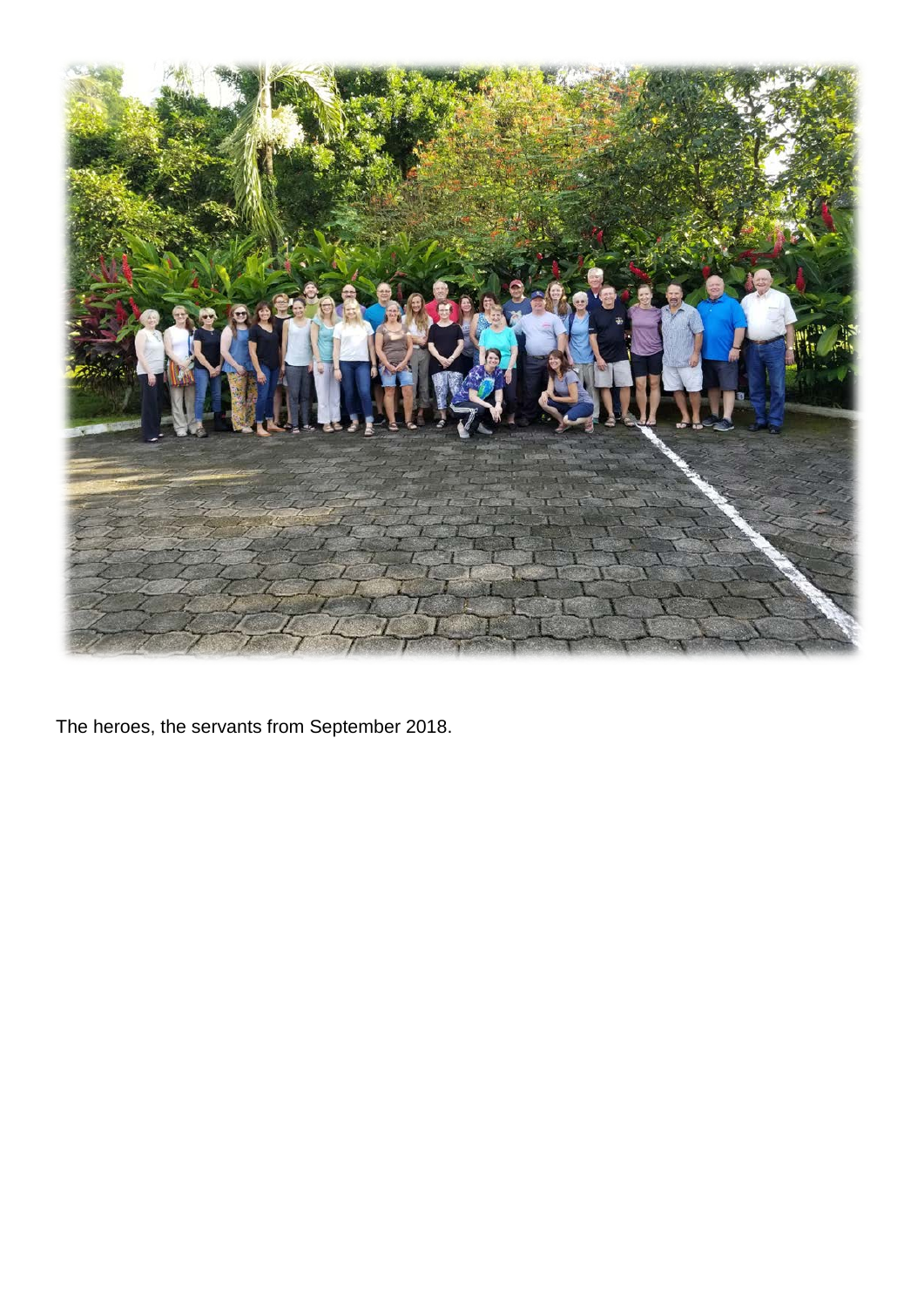The heroes, the servants from September 2018.